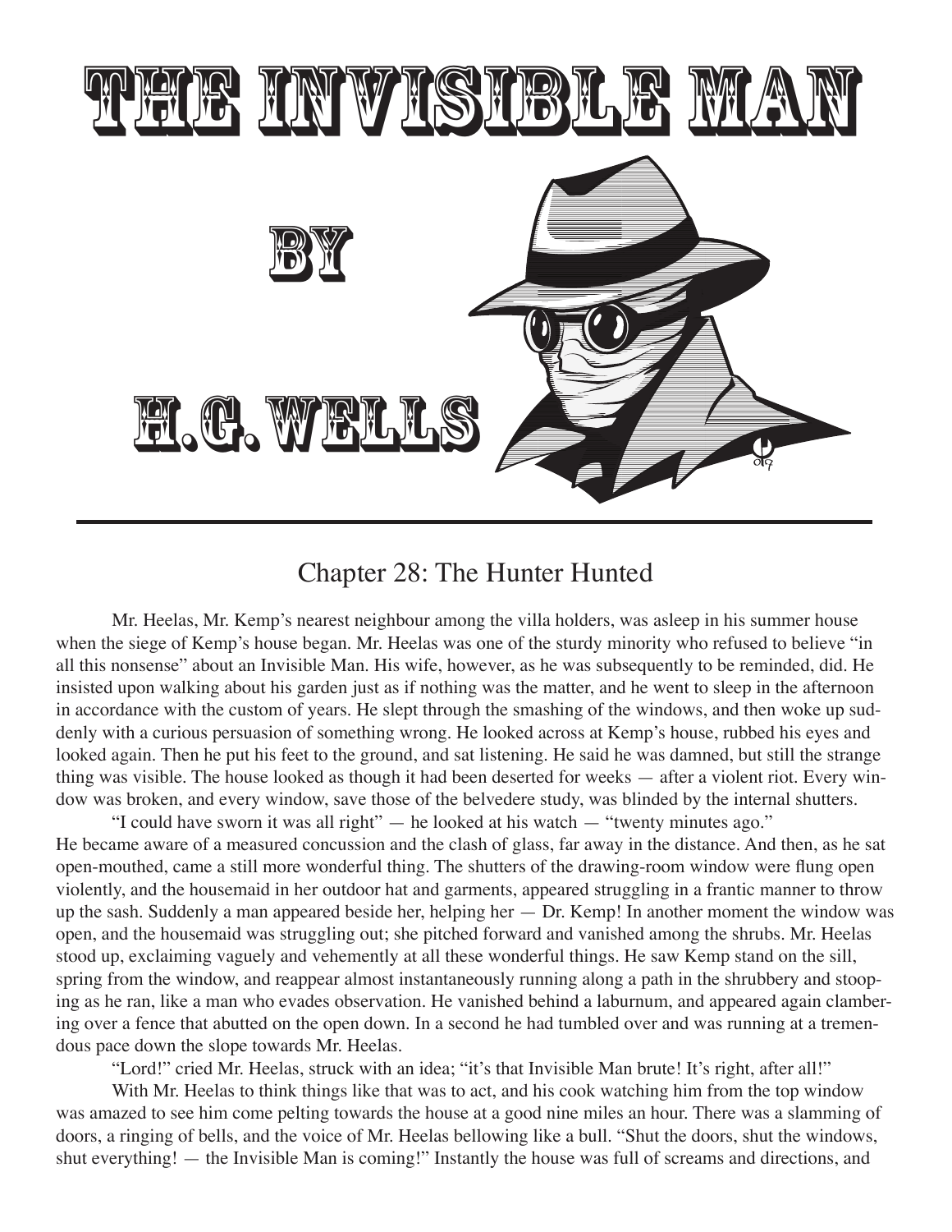# THE INVISIBLE MAN

## BY

## H.G. WELLS

## Chapter 28: The Hunter Hunted

Mr. Heelas, Mr. Kemp's nearest neighbour among the villa holders, was asleep in his summer house when the siege of Kemp's house began. Mr. Heelas was one of the sturdy minority who refused to believe "in all this nonsense" about an Invisible Man. His wife, however, as he was subsequently to be reminded, did. He insisted upon walking about his garden just as if nothing was the matter, and he went to sleep in the afternoon in accordance with the custom of years. He slept through the smashing of the windows, and then woke up suddenly with a curious persuasion of something wrong. He looked across at Kemp's house, rubbed his eyes and looked again. Then he put his feet to the ground, and sat listening. He said he was damned, but still the strange thing was visible. The house looked as though it had been deserted for weeks — after a violent riot. Every window was broken, and every window, save those of the belvedere study, was blinded by the internal shutters.

"I could have sworn it was all right" — he looked at his watch — "twenty minutes ago."
He became aware of a measured concussion and the clash of glass, far away in the distance. And then, as he sat open-mouthed, came a still more wonderful thing. The shutters of the drawing-room window were flung open violently, and the housemaid in her outdoor hat and garments, appeared struggling in a frantic manner to throw up the sash. Suddenly a man appeared beside her, helping her — Dr. Kemp! In another moment the window was open, and the housemaid was struggling out; she pitched forward and vanished among the shrubs. Mr. Heelas stood up, exclaiming vaguely and vehemently at all these wonderful things. He saw Kemp stand on the sill, spring from the window, and reappear almost instantaneously running along a path in the shrubbery and stooping as he ran, like a man who evades observation. He vanished behind a laburnum, and appeared again clambering over a fence that abutted on the open down. In a second he had tumbled over and was running at a tremendous pace down the slope towards Mr. Heelas.

"Lord!" cried Mr. Heelas, struck with an idea; "it's that Invisible Man brute! It's right, after all!"

With Mr. Heelas to think things like that was to act, and his cook watching him from the top window was amazed to see him come pelting towards the house at a good nine miles an hour. There was a slamming of doors, a ringing of bells, and the voice of Mr. Heelas bellowing like a bull. "Shut the doors, shut the windows, shut everything! — the Invisible Man is coming!" Instantly the house was full of screams and directions, and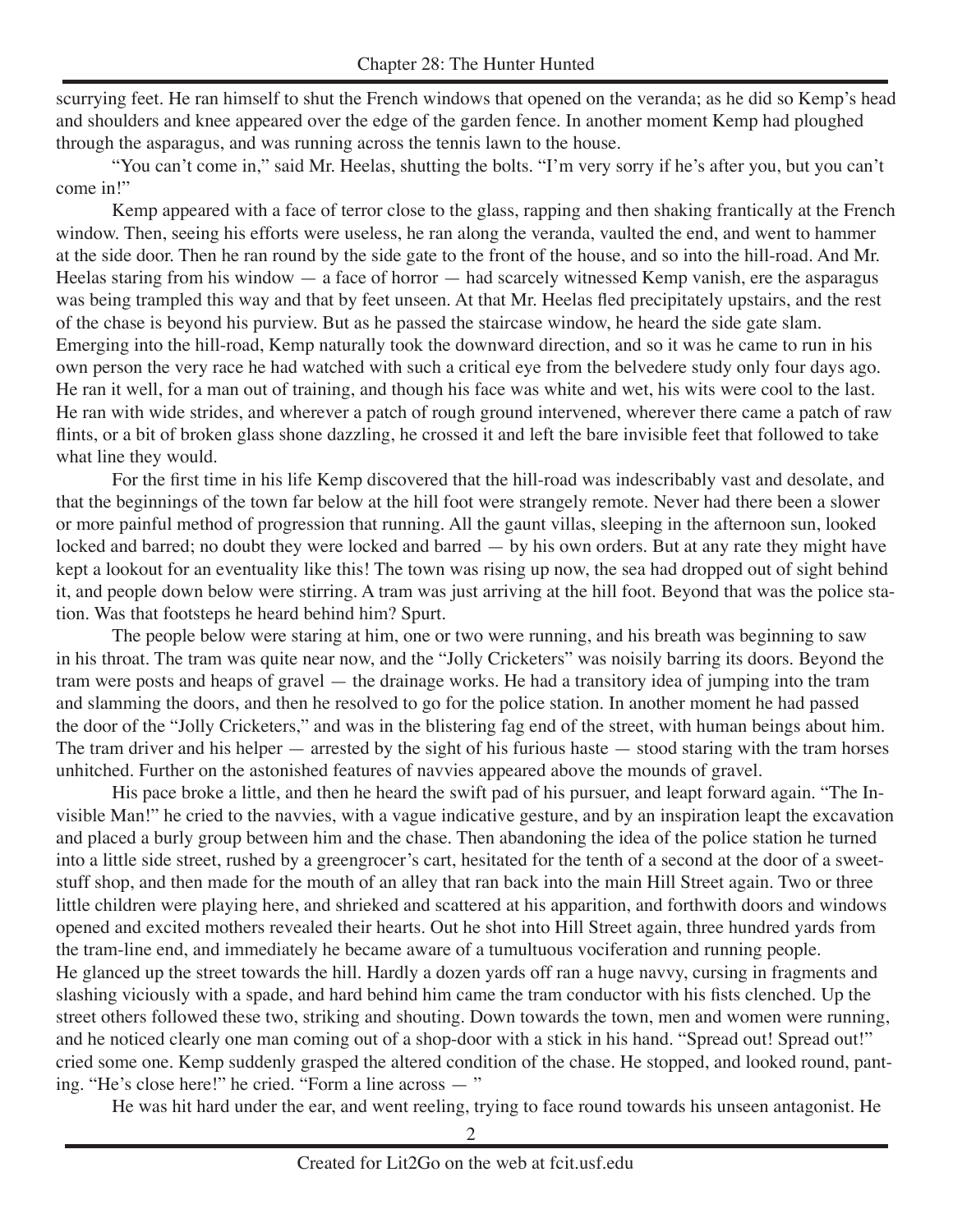scurrying feet. He ran himself to shut the French windows that opened on the veranda; as he did so Kemp's head and shoulders and knee appeared over the edge of the garden fence. In another moment Kemp had ploughed through the asparagus, and was running across the tennis lawn to the house.

"You can't come in," said Mr. Heelas, shutting the bolts. "I'm very sorry if he's after you, but you can't come in!"

Kemp appeared with a face of terror close to the glass, rapping and then shaking frantically at the French window. Then, seeing his efforts were useless, he ran along the veranda, vaulted the end, and went to hammer at the side door. Then he ran round by the side gate to the front of the house, and so into the hill-road. And Mr. Heelas staring from his window — a face of horror — had scarcely witnessed Kemp vanish, ere the asparagus was being trampled this way and that by feet unseen. At that Mr. Heelas fled precipitately upstairs, and the rest of the chase is beyond his purview. But as he passed the staircase window, he heard the side gate slam. Emerging into the hill-road, Kemp naturally took the downward direction, and so it was he came to run in his own person the very race he had watched with such a critical eye from the belvedere study only four days ago. He ran it well, for a man out of training, and though his face was white and wet, his wits were cool to the last. He ran with wide strides, and wherever a patch of rough ground intervened, wherever there came a patch of raw flints, or a bit of broken glass shone dazzling, he crossed it and left the bare invisible feet that followed to take what line they would.

For the first time in his life Kemp discovered that the hill-road was indescribably vast and desolate, and that the beginnings of the town far below at the hill foot were strangely remote. Never had there been a slower or more painful method of progression that running. All the gaunt villas, sleeping in the afternoon sun, looked locked and barred; no doubt they were locked and barred — by his own orders. But at any rate they might have kept a lookout for an eventuality like this! The town was rising up now, the sea had dropped out of sight behind it, and people down below were stirring. A tram was just arriving at the hill foot. Beyond that was the police station. Was that footsteps he heard behind him? Spurt.

The people below were staring at him, one or two were running, and his breath was beginning to saw in his throat. The tram was quite near now, and the "Jolly Cricketers" was noisily barring its doors. Beyond the tram were posts and heaps of gravel — the drainage works. He had a transitory idea of jumping into the tram and slamming the doors, and then he resolved to go for the police station. In another moment he had passed the door of the "Jolly Cricketers," and was in the blistering fag end of the street, with human beings about him. The tram driver and his helper — arrested by the sight of his furious haste — stood staring with the tram horses unhitched. Further on the astonished features of navvies appeared above the mounds of gravel.

His pace broke a little, and then he heard the swift pad of his pursuer, and leapt forward again. "The Invisible Man!" he cried to the navvies, with a vague indicative gesture, and by an inspiration leapt the excavation and placed a burly group between him and the chase. Then abandoning the idea of the police station he turned into a little side street, rushed by a greengrocer's cart, hesitated for the tenth of a second at the door of a sweetstuff shop, and then made for the mouth of an alley that ran back into the main Hill Street again. Two or three little children were playing here, and shrieked and scattered at his apparition, and forthwith doors and windows opened and excited mothers revealed their hearts. Out he shot into Hill Street again, three hundred yards from the tram-line end, and immediately he became aware of a tumultuous vociferation and running people.
He glanced up the street towards the hill. Hardly a dozen yards off ran a huge navvy, cursing in fragments and slashing viciously with a spade, and hard behind him came the tram conductor with his fists clenched. Up the street others followed these two, striking and shouting. Down towards the town, men and women were running, and he noticed clearly one man coming out of a shop-door with a stick in his hand. "Spread out! Spread out!" cried some one. Kemp suddenly grasped the altered condition of the chase. He stopped, and looked round, panting. "He's close here!" he cried. "Form a line across — "

He was hit hard under the ear, and went reeling, trying to face round towards his unseen antagonist. He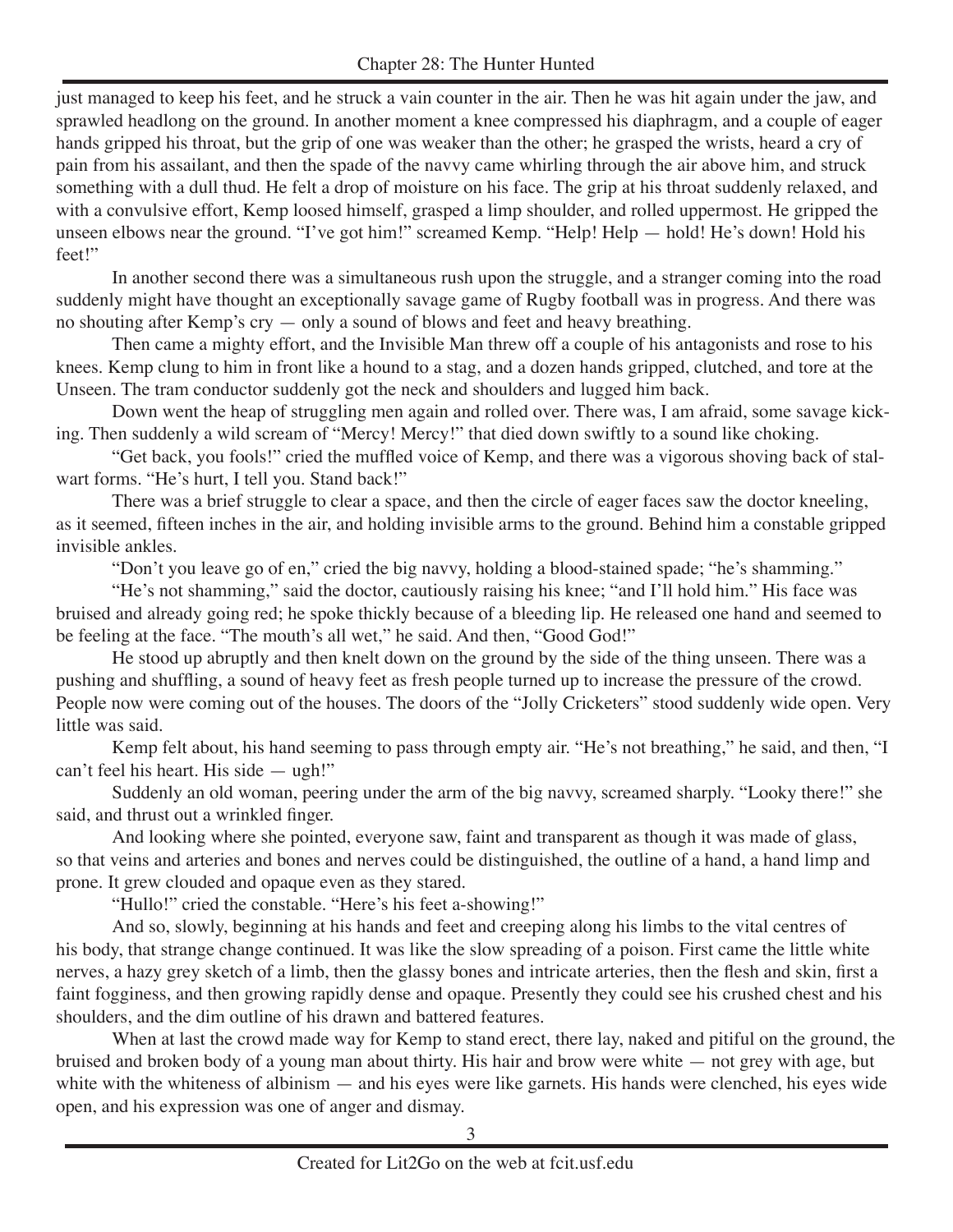just managed to keep his feet, and he struck a vain counter in the air. Then he was hit again under the jaw, and sprawled headlong on the ground. In another moment a knee compressed his diaphragm, and a couple of eager hands gripped his throat, but the grip of one was weaker than the other; he grasped the wrists, heard a cry of pain from his assailant, and then the spade of the navvy came whirling through the air above him, and struck something with a dull thud. He felt a drop of moisture on his face. The grip at his throat suddenly relaxed, and with a convulsive effort, Kemp loosed himself, grasped a limp shoulder, and rolled uppermost. He gripped the unseen elbows near the ground. "I've got him!" screamed Kemp. "Help! Help — hold! He's down! Hold his feet!"

In another second there was a simultaneous rush upon the struggle, and a stranger coming into the road suddenly might have thought an exceptionally savage game of Rugby football was in progress. And there was no shouting after Kemp's cry — only a sound of blows and feet and heavy breathing.

Then came a mighty effort, and the Invisible Man threw off a couple of his antagonists and rose to his knees. Kemp clung to him in front like a hound to a stag, and a dozen hands gripped, clutched, and tore at the Unseen. The tram conductor suddenly got the neck and shoulders and lugged him back.

Down went the heap of struggling men again and rolled over. There was, I am afraid, some savage kicking. Then suddenly a wild scream of "Mercy! Mercy!" that died down swiftly to a sound like choking.

"Get back, you fools!" cried the muffled voice of Kemp, and there was a vigorous shoving back of stalwart forms. "He's hurt, I tell you. Stand back!"

There was a brief struggle to clear a space, and then the circle of eager faces saw the doctor kneeling, as it seemed, fifteen inches in the air, and holding invisible arms to the ground. Behind him a constable gripped invisible ankles.

"Don't you leave go of en," cried the big navvy, holding a blood-stained spade; "he's shamming."

"He's not shamming," said the doctor, cautiously raising his knee; "and I'll hold him." His face was bruised and already going red; he spoke thickly because of a bleeding lip. He released one hand and seemed to be feeling at the face. "The mouth's all wet," he said. And then, "Good God!"

He stood up abruptly and then knelt down on the ground by the side of the thing unseen. There was a pushing and shuffling, a sound of heavy feet as fresh people turned up to increase the pressure of the crowd. People now were coming out of the houses. The doors of the "Jolly Cricketers" stood suddenly wide open. Very little was said.

Kemp felt about, his hand seeming to pass through empty air. "He's not breathing," he said, and then, "I can't feel his heart. His side — ugh!"

Suddenly an old woman, peering under the arm of the big navvy, screamed sharply. "Looky there!" she said, and thrust out a wrinkled finger.

And looking where she pointed, everyone saw, faint and transparent as though it was made of glass, so that veins and arteries and bones and nerves could be distinguished, the outline of a hand, a hand limp and prone. It grew clouded and opaque even as they stared.

"Hullo!" cried the constable. "Here's his feet a-showing!"

And so, slowly, beginning at his hands and feet and creeping along his limbs to the vital centres of his body, that strange change continued. It was like the slow spreading of a poison. First came the little white nerves, a hazy grey sketch of a limb, then the glassy bones and intricate arteries, then the flesh and skin, first a faint fogginess, and then growing rapidly dense and opaque. Presently they could see his crushed chest and his shoulders, and the dim outline of his drawn and battered features.

When at last the crowd made way for Kemp to stand erect, there lay, naked and pitiful on the ground, the bruised and broken body of a young man about thirty. His hair and brow were white — not grey with age, but white with the whiteness of albinism — and his eyes were like garnets. His hands were clenched, his eyes wide open, and his expression was one of anger and dismay.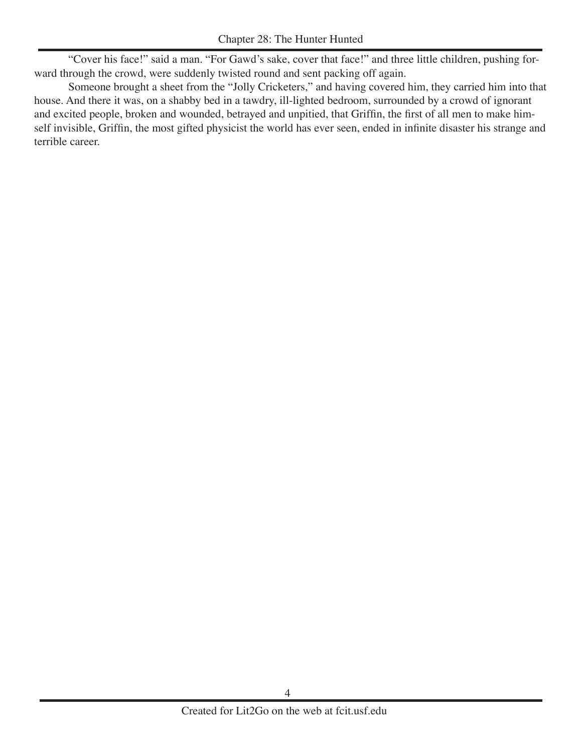"Cover his face!" said a man. "For Gawd's sake, cover that face!" and three little children, pushing forward through the crowd, were suddenly twisted round and sent packing off again.

Someone brought a sheet from the "Jolly Cricketers," and having covered him, they carried him into that house. And there it was, on a shabby bed in a tawdry, ill-lighted bedroom, surrounded by a crowd of ignorant and excited people, broken and wounded, betrayed and unpitied, that Griffin, the first of all men to make himself invisible, Griffin, the most gifted physicist the world has ever seen, ended in infinite disaster his strange and terrible career.